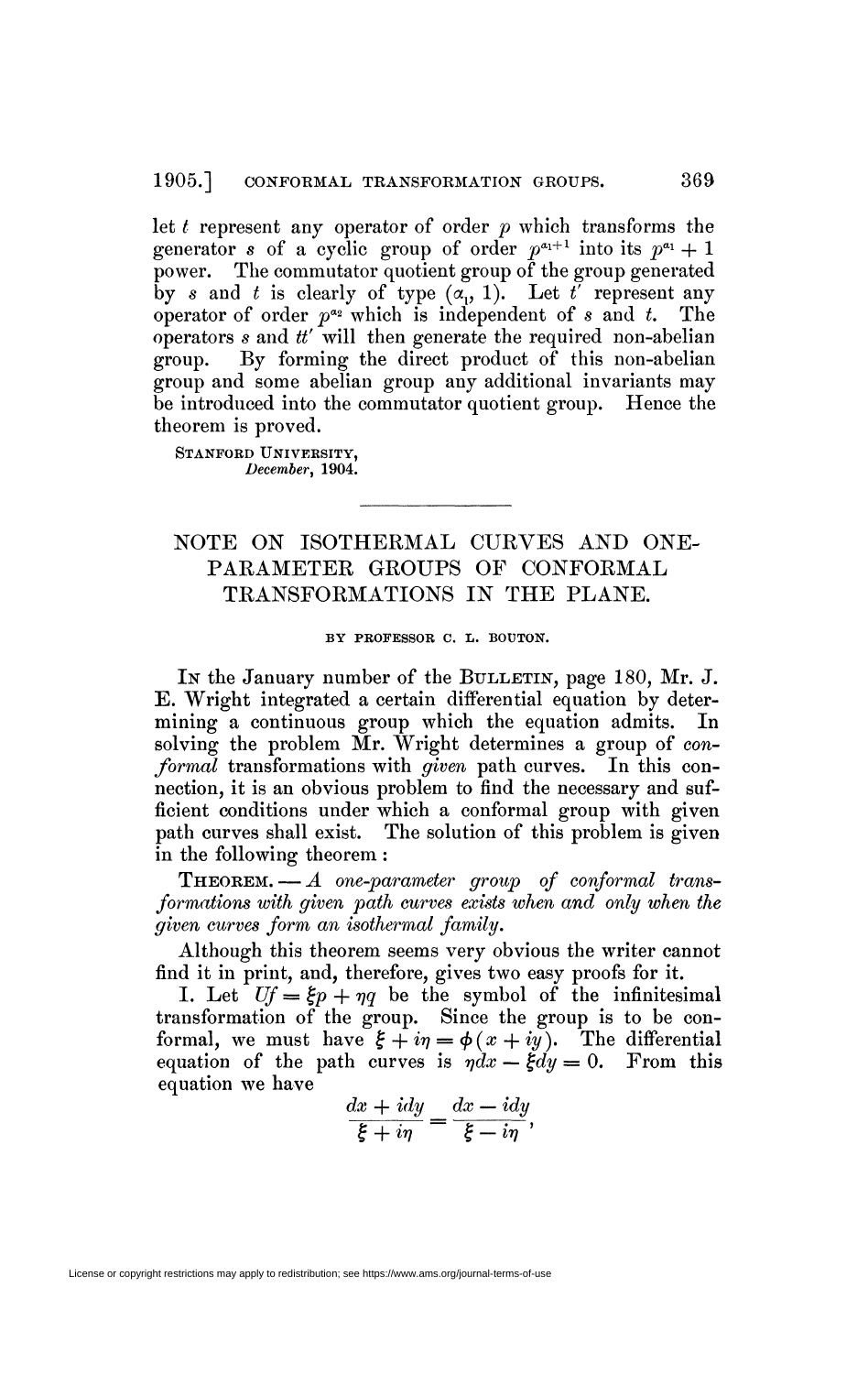let $t$ represent any operator of order $p$ which transforms the generator $s$ of a cyclic group of order $p^{\alpha_1+1}$ into its $p^{\alpha_1}+1$ power. The commutator quotient group of the group generated by $s$ and $t$ is clearly of type $(\alpha_1, 1)$. Let $t'$ represent any operator of order $p^{\alpha_2}$ which is independent of $s$ and $t$. The operators $s$ and $tt'$ will then generate the required non-abelian group. By forming the direct product of this non-abelian group and some abelian group any additional invariants may be introduced into the commutator quotient group. Hence the theorem is proved.

STANFORD UNIVERSITY,
*December*, 1904.

---

# NOTE ON ISOTHERMAL CURVES AND ONE-PARAMETER GROUPS OF CONFORMAL TRANSFORMATIONS IN THE PLANE.

BY PROFESSOR C. L. BOUTON.

IN the January number of the BULLETIN, page 180, Mr. J. E. Wright integrated a certain differential equation by determining a continuous group which the equation admits. In solving the problem Mr. Wright determines a group of *conformal* transformations with *given* path curves. In this connection, it is an obvious problem to find the necessary and sufficient conditions under which a conformal group with given path curves shall exist. The solution of this problem is given in the following theorem:

THEOREM. — *A one-parameter group of conformal transformations with given path curves exists when and only when the given curves form an isothermal family.*

Although this theorem seems very obvious the writer cannot find it in print, and, therefore, gives two easy proofs for it.

I. Let $Uf = \xi p + \eta q$ be the symbol of the infinitesimal transformation of the group. Since the group is to be conformal, we must have $\xi + i\eta = \phi(x + iy)$. The differential equation of the path curves is $\eta dx - \xi dy = 0$. From this equation we have

$$\frac{dx + idy}{\xi + i\eta} = \frac{dx - idy}{\xi - i\eta},$$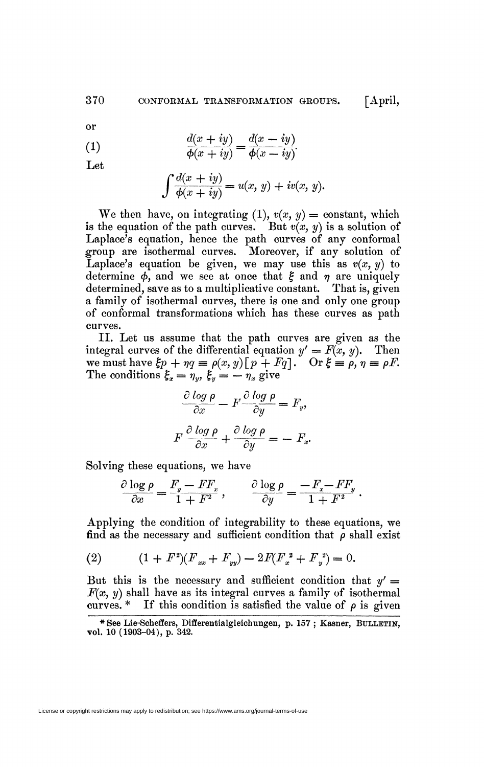or

$$\frac{d(x+iy)}{\phi(x+iy)} = \frac{d(x-iy)}{\phi(x-iy)}. \tag{1}$$

Let

$$\int \frac{d(x+iy)}{\phi(x+iy)} = u(x,y) + iv(x,y).$$

We then have, on integrating (1), $v(x, y) =$ constant, which is the equation of the path curves. But $v(x, y)$ is a solution of Laplace's equation, hence the path curves of any conformal group are isothermal curves. Moreover, if any solution of Laplace's equation be given, we may use this as $v(x, y)$ to determine $\phi$, and we see at once that $\xi$ and $\eta$ are uniquely determined, save as to a multiplicative constant. That is, given a family of isothermal curves, there is one and only one group of conformal transformations which has these curves as path curves.

II. Let us assume that the path curves are given as the integral curves of the differential equation $y' = F(x, y)$. Then we must have $\xi p + \eta q \equiv \rho(x, y)[p + Fq]$. Or $\xi \equiv \rho$, $\eta \equiv \rho F$. The conditions $\xi_x = \eta_y$, $\xi_y = -\eta_x$ give

$$\frac{\partial \log \rho}{\partial x} - F\frac{\partial \log \rho}{\partial y} = F_y,$$

$$F\frac{\partial \log \rho}{\partial x} + \frac{\partial \log \rho}{\partial y} = -F_x.$$

Solving these equations, we have

$$\frac{\partial \log \rho}{\partial x} = \frac{F_y - FF_x}{1+F^2}, \qquad \frac{\partial \log \rho}{\partial y} = \frac{-F_x - FF_y}{1+F^2}.$$

Applying the condition of integrability to these equations, we find as the necessary and sufficient condition that $\rho$ shall exist

$$(1+F^2)(F_{xx} + F_{yy}) - 2F(F_x^2 + F_y^2) = 0. \tag{2}$$

But this is the necessary and sufficient condition that $y' = F(x, y)$ shall have as its integral curves a family of isothermal curves.* If this condition is satisfied the value of $\rho$ is given

* See Lie-Scheffers, Differentialgleichungen, p. 157; Kasner, BULLETIN, vol. 10 (1903–04), p. 342.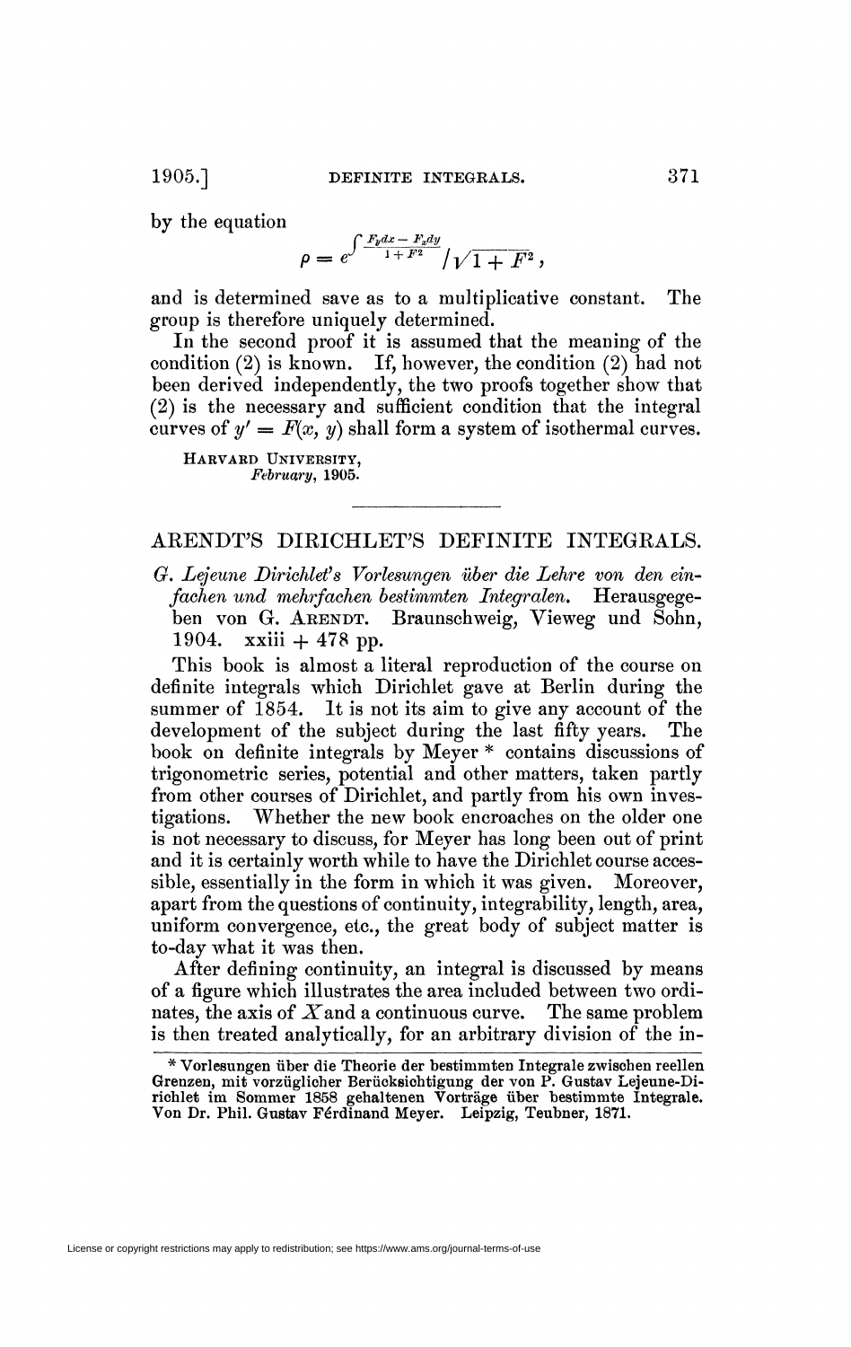by the equation

$$\rho = e^{\int \frac{F_y dx - F_x dy}{1 + F^2}} / \sqrt{1 + F^2},$$

and is determined save as to a multiplicative constant. The group is therefore uniquely determined.

In the second proof it is assumed that the meaning of the condition (2) is known. If, however, the condition (2) had not been derived independently, the two proofs together show that (2) is the necessary and sufficient condition that the integral curves of $y' = F(x, y)$ shall form a system of isothermal curves.

HARVARD UNIVERSITY,
*February*, 1905.

---

## ARENDT'S DIRICHLET'S DEFINITE INTEGRALS.

*G. Lejeune Dirichlet's Vorlesungen über die Lehre von den einfachen und mehrfachen bestimmten Integralen.* Herausgegeben von G. ARENDT. Braunschweig, Vieweg und Sohn, 1904. xxiii + 478 pp.

This book is almost a literal reproduction of the course on definite integrals which Dirichlet gave at Berlin during the summer of 1854. It is not its aim to give any account of the development of the subject during the last fifty years. The book on definite integrals by Meyer * contains discussions of trigonometric series, potential and other matters, taken partly from other courses of Dirichlet, and partly from his own investigations. Whether the new book encroaches on the older one is not necessary to discuss, for Meyer has long been out of print and it is certainly worth while to have the Dirichlet course accessible, essentially in the form in which it was given. Moreover, apart from the questions of continuity, integrability, length, area, uniform convergence, etc., the great body of subject matter is to-day what it was then.

After defining continuity, an integral is discussed by means of a figure which illustrates the area included between two ordinates, the axis of $X$ and a continuous curve. The same problem is then treated analytically, for an arbitrary division of the in-

\* Vorlesungen über die Theorie der bestimmten Integrale zwischen reellen Grenzen, mit vorzüglicher Berücksichtigung der von P. Gustav Lejeune-Dirichlet im Sommer 1858 gehaltenen Vorträge über bestimmte Integrale. Von Dr. Phil. Gustav Férdinand Meyer. Leipzig, Teubner, 1871.